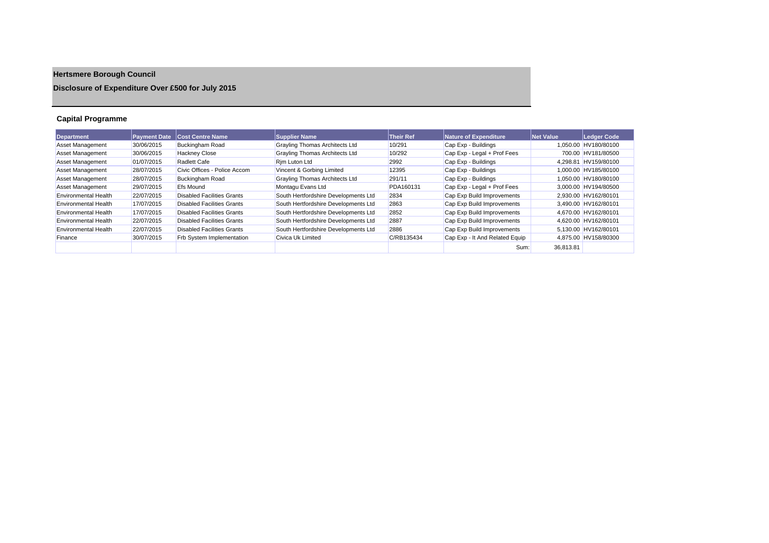# Hertsmere Borough Council

## Disclosure of Expenditure Over £500 for July 2015

### Capital Programme

| Department | Payment Date | Cost Centre Name | Supplier Name | Their Ref | Nature of Expenditure | Net Value | Ledger Code |
|---|---|---|---|---|---|---|---|
| Asset Management | 30/06/2015 | Buckingham Road | Grayling Thomas Architects Ltd | 10/291 | Cap Exp - Buildings | 1,050.00 | HV180/80100 |
| Asset Management | 30/06/2015 | Hackney Close | Grayling Thomas Architects Ltd | 10/292 | Cap Exp - Legal + Prof Fees | 700.00 | HV181/80500 |
| Asset Management | 01/07/2015 | Radlett Cafe | Rjm Luton Ltd | 2992 | Cap Exp - Buildings | 4,298.81 | HV159/80100 |
| Asset Management | 28/07/2015 | Civic Offices - Police Accom | Vincent & Gorbing Limited | 12395 | Cap Exp - Buildings | 1,000.00 | HV185/80100 |
| Asset Management | 28/07/2015 | Buckingham Road | Grayling Thomas Architects Ltd | 291/11 | Cap Exp - Buildings | 1,050.00 | HV180/80100 |
| Asset Management | 29/07/2015 | Efs Mound | Montagu Evans Ltd | PDA160131 | Cap Exp - Legal + Prof Fees | 3,000.00 | HV194/80500 |
| Environmental Health | 22/07/2015 | Disabled Facilities Grants | South Hertfordshire Developments Ltd | 2834 | Cap Exp Build Improvements | 2,930.00 | HV162/80101 |
| Environmental Health | 17/07/2015 | Disabled Facilities Grants | South Hertfordshire Developments Ltd | 2863 | Cap Exp Build Improvements | 3,490.00 | HV162/80101 |
| Environmental Health | 17/07/2015 | Disabled Facilities Grants | South Hertfordshire Developments Ltd | 2852 | Cap Exp Build Improvements | 4,670.00 | HV162/80101 |
| Environmental Health | 22/07/2015 | Disabled Facilities Grants | South Hertfordshire Developments Ltd | 2887 | Cap Exp Build Improvements | 4,620.00 | HV162/80101 |
| Environmental Health | 22/07/2015 | Disabled Facilities Grants | South Hertfordshire Developments Ltd | 2886 | Cap Exp Build Improvements | 5,130.00 | HV162/80101 |
| Finance | 30/07/2015 | Frb System Implementation | Civica Uk Limited | C/RB135434 | Cap Exp - It And Related Equip | 4,875.00 | HV158/80300 |
| | | | | | Sum: | 36,813.81 | |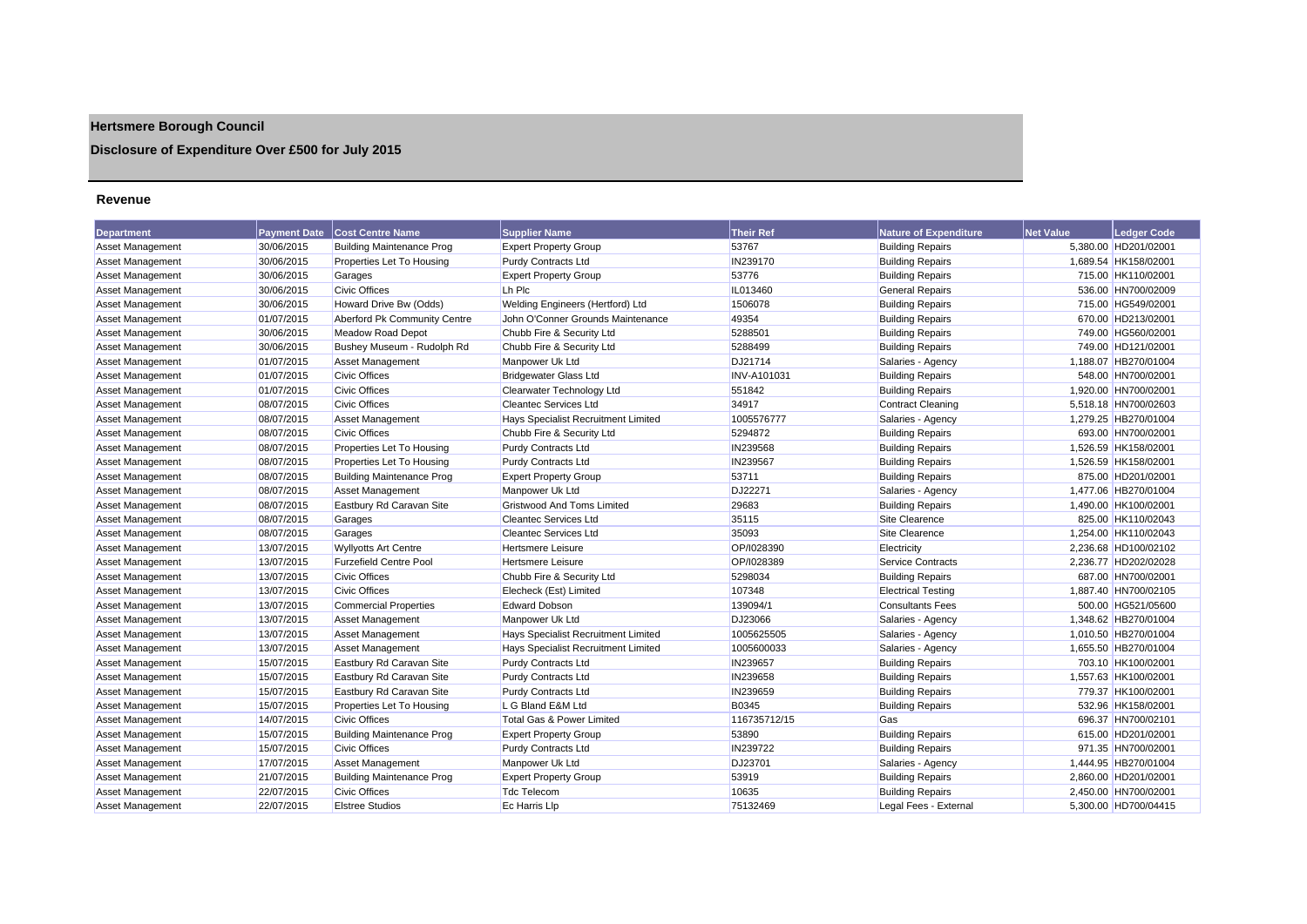# Hertsmere Borough Council

## Disclosure of Expenditure Over £500 for July 2015

### Revenue

| Department | Payment Date | Cost Centre Name | Supplier Name | Their Ref | Nature of Expenditure | Net Value | Ledger Code |
|---|---|---|---|---|---|---|---|
| Asset Management | 30/06/2015 | Building Maintenance Prog | Expert Property Group | 53767 | Building Repairs | 5,380.00 | HD201/02001 |
| Asset Management | 30/06/2015 | Properties Let To Housing | Purdy Contracts Ltd | IN239170 | Building Repairs | 1,689.54 | HK158/02001 |
| Asset Management | 30/06/2015 | Garages | Expert Property Group | 53776 | Building Repairs | 715.00 | HK110/02001 |
| Asset Management | 30/06/2015 | Civic Offices | Lh Plc | IL013460 | General Repairs | 536.00 | HN700/02009 |
| Asset Management | 30/06/2015 | Howard Drive Bw (Odds) | Welding Engineers (Hertford) Ltd | 1506078 | Building Repairs | 715.00 | HG549/02001 |
| Asset Management | 01/07/2015 | Aberford Pk Community Centre | John O'Conner Grounds Maintenance | 49354 | Building Repairs | 670.00 | HD213/02001 |
| Asset Management | 30/06/2015 | Meadow Road Depot | Chubb Fire & Security Ltd | 5288501 | Building Repairs | 749.00 | HG560/02001 |
| Asset Management | 30/06/2015 | Bushey Museum - Rudolph Rd | Chubb Fire & Security Ltd | 5288499 | Building Repairs | 749.00 | HD121/02001 |
| Asset Management | 01/07/2015 | Asset Management | Manpower Uk Ltd | DJ21714 | Salaries - Agency | 1,188.07 | HB270/01004 |
| Asset Management | 01/07/2015 | Civic Offices | Bridgewater Glass Ltd | INV-A101031 | Building Repairs | 548.00 | HN700/02001 |
| Asset Management | 01/07/2015 | Civic Offices | Clearwater Technology Ltd | 551842 | Building Repairs | 1,920.00 | HN700/02001 |
| Asset Management | 08/07/2015 | Civic Offices | Cleantec Services Ltd | 34917 | Contract Cleaning | 5,518.18 | HN700/02603 |
| Asset Management | 08/07/2015 | Asset Management | Hays Specialist Recruitment Limited | 1005576777 | Salaries - Agency | 1,279.25 | HB270/01004 |
| Asset Management | 08/07/2015 | Civic Offices | Chubb Fire & Security Ltd | 5294872 | Building Repairs | 693.00 | HN700/02001 |
| Asset Management | 08/07/2015 | Properties Let To Housing | Purdy Contracts Ltd | IN239568 | Building Repairs | 1,526.59 | HK158/02001 |
| Asset Management | 08/07/2015 | Properties Let To Housing | Purdy Contracts Ltd | IN239567 | Building Repairs | 1,526.59 | HK158/02001 |
| Asset Management | 08/07/2015 | Building Maintenance Prog | Expert Property Group | 53711 | Building Repairs | 875.00 | HD201/02001 |
| Asset Management | 08/07/2015 | Asset Management | Manpower Uk Ltd | DJ22271 | Salaries - Agency | 1,477.06 | HB270/01004 |
| Asset Management | 08/07/2015 | Eastbury Rd Caravan Site | Gristwood And Toms Limited | 29683 | Building Repairs | 1,490.00 | HK100/02001 |
| Asset Management | 08/07/2015 | Garages | Cleantec Services Ltd | 35115 | Site Clearence | 825.00 | HK110/02043 |
| Asset Management | 08/07/2015 | Garages | Cleantec Services Ltd | 35093 | Site Clearence | 1,254.00 | HK110/02043 |
| Asset Management | 13/07/2015 | Wyllyotts Art Centre | Hertsmere Leisure | OP/I028390 | Electricity | 2,236.68 | HD100/02102 |
| Asset Management | 13/07/2015 | Furzefield Centre Pool | Hertsmere Leisure | OP/I028389 | Service Contracts | 2,236.77 | HD202/02028 |
| Asset Management | 13/07/2015 | Civic Offices | Chubb Fire & Security Ltd | 5298034 | Building Repairs | 687.00 | HN700/02001 |
| Asset Management | 13/07/2015 | Civic Offices | Elecheck (Est) Limited | 107348 | Electrical Testing | 1,887.40 | HN700/02105 |
| Asset Management | 13/07/2015 | Commercial Properties | Edward Dobson | 139094/1 | Consultants Fees | 500.00 | HG521/05600 |
| Asset Management | 13/07/2015 | Asset Management | Manpower Uk Ltd | DJ23066 | Salaries - Agency | 1,348.62 | HB270/01004 |
| Asset Management | 13/07/2015 | Asset Management | Hays Specialist Recruitment Limited | 1005625505 | Salaries - Agency | 1,010.50 | HB270/01004 |
| Asset Management | 13/07/2015 | Asset Management | Hays Specialist Recruitment Limited | 1005600033 | Salaries - Agency | 1,655.50 | HB270/01004 |
| Asset Management | 15/07/2015 | Eastbury Rd Caravan Site | Purdy Contracts Ltd | IN239657 | Building Repairs | 703.10 | HK100/02001 |
| Asset Management | 15/07/2015 | Eastbury Rd Caravan Site | Purdy Contracts Ltd | IN239658 | Building Repairs | 1,557.63 | HK100/02001 |
| Asset Management | 15/07/2015 | Eastbury Rd Caravan Site | Purdy Contracts Ltd | IN239659 | Building Repairs | 779.37 | HK100/02001 |
| Asset Management | 15/07/2015 | Properties Let To Housing | L G Bland E&M Ltd | B0345 | Building Repairs | 532.96 | HK158/02001 |
| Asset Management | 14/07/2015 | Civic Offices | Total Gas & Power Limited | 116735712/15 | Gas | 696.37 | HN700/02101 |
| Asset Management | 15/07/2015 | Building Maintenance Prog | Expert Property Group | 53890 | Building Repairs | 615.00 | HD201/02001 |
| Asset Management | 15/07/2015 | Civic Offices | Purdy Contracts Ltd | IN239722 | Building Repairs | 971.35 | HN700/02001 |
| Asset Management | 17/07/2015 | Asset Management | Manpower Uk Ltd | DJ23701 | Salaries - Agency | 1,444.95 | HB270/01004 |
| Asset Management | 21/07/2015 | Building Maintenance Prog | Expert Property Group | 53919 | Building Repairs | 2,860.00 | HD201/02001 |
| Asset Management | 22/07/2015 | Civic Offices | Tdc Telecom | 10635 | Building Repairs | 2,450.00 | HN700/02001 |
| Asset Management | 22/07/2015 | Elstree Studios | Ec Harris Llp | 75132469 | Legal Fees - External | 5,300.00 | HD700/04415 |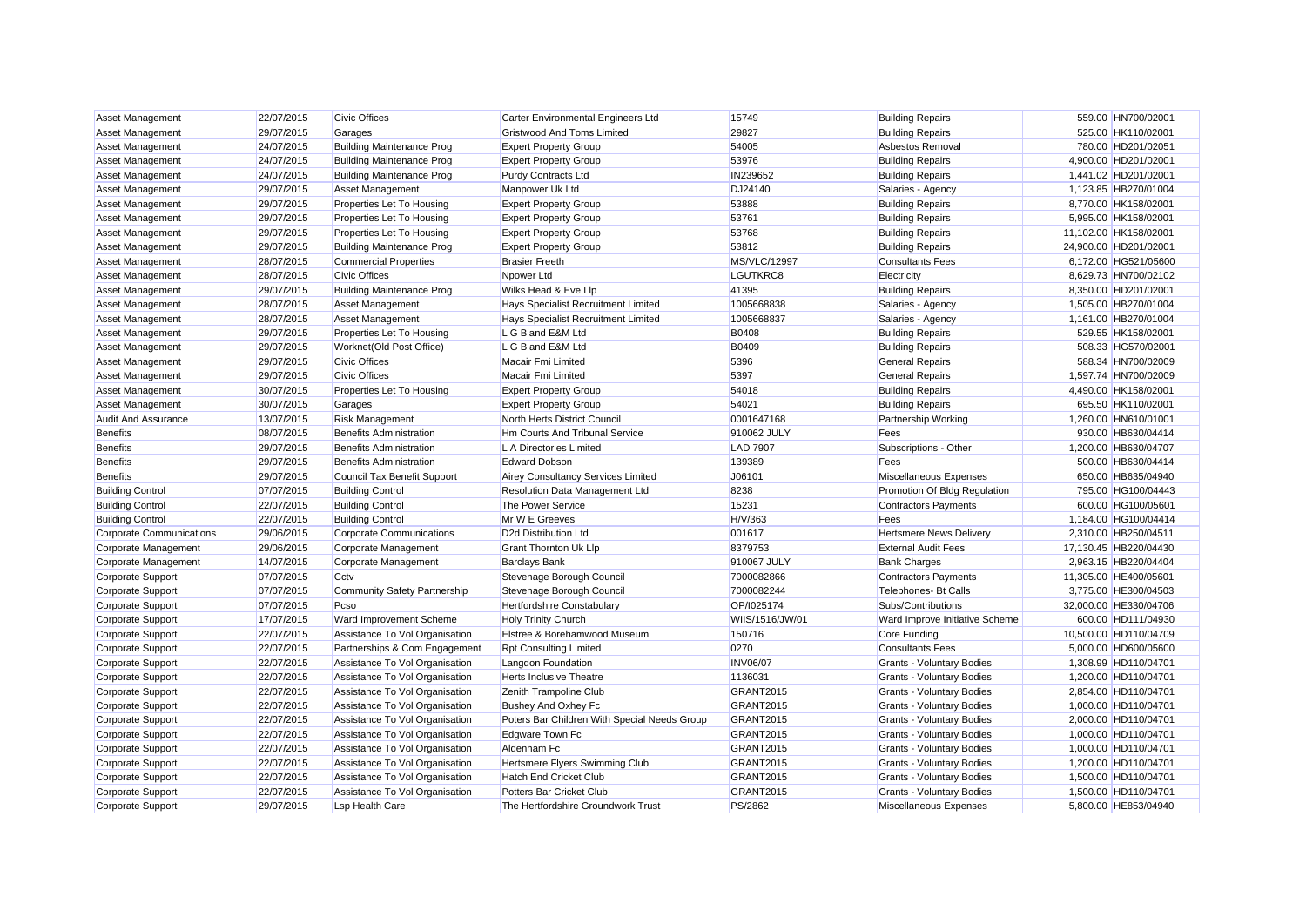| | | | | | | | |
|---|---|---|---|---|---|---|---|
| Asset Management | 22/07/2015 | Civic Offices | Carter Environmental Engineers Ltd | 15749 | Building Repairs | 559.00 | HN700/02001 |
| Asset Management | 29/07/2015 | Garages | Gristwood And Toms Limited | 29827 | Building Repairs | 525.00 | HK110/02001 |
| Asset Management | 24/07/2015 | Building Maintenance Prog | Expert Property Group | 54005 | Asbestos Removal | 780.00 | HD201/02051 |
| Asset Management | 24/07/2015 | Building Maintenance Prog | Expert Property Group | 53976 | Building Repairs | 4,900.00 | HD201/02001 |
| Asset Management | 24/07/2015 | Building Maintenance Prog | Purdy Contracts Ltd | IN239652 | Building Repairs | 1,441.02 | HD201/02001 |
| Asset Management | 29/07/2015 | Asset Management | Manpower Uk Ltd | DJ24140 | Salaries - Agency | 1,123.85 | HB270/01004 |
| Asset Management | 29/07/2015 | Properties Let To Housing | Expert Property Group | 53888 | Building Repairs | 8,770.00 | HK158/02001 |
| Asset Management | 29/07/2015 | Properties Let To Housing | Expert Property Group | 53761 | Building Repairs | 5,995.00 | HK158/02001 |
| Asset Management | 29/07/2015 | Properties Let To Housing | Expert Property Group | 53768 | Building Repairs | 11,102.00 | HK158/02001 |
| Asset Management | 29/07/2015 | Building Maintenance Prog | Expert Property Group | 53812 | Building Repairs | 24,900.00 | HD201/02001 |
| Asset Management | 28/07/2015 | Commercial Properties | Brasier Freeth | MS/VLC/12997 | Consultants Fees | 6,172.00 | HG521/05600 |
| Asset Management | 28/07/2015 | Civic Offices | Npower Ltd | LGUTKRC8 | Electricity | 8,629.73 | HN700/02102 |
| Asset Management | 29/07/2015 | Building Maintenance Prog | Wilks Head & Eve Llp | 41395 | Building Repairs | 8,350.00 | HD201/02001 |
| Asset Management | 28/07/2015 | Asset Management | Hays Specialist Recruitment Limited | 1005668838 | Salaries - Agency | 1,505.00 | HB270/01004 |
| Asset Management | 28/07/2015 | Asset Management | Hays Specialist Recruitment Limited | 1005668837 | Salaries - Agency | 1,161.00 | HB270/01004 |
| Asset Management | 29/07/2015 | Properties Let To Housing | L G Bland E&M Ltd | B0408 | Building Repairs | 529.55 | HK158/02001 |
| Asset Management | 29/07/2015 | Worknet(Old Post Office) | L G Bland E&M Ltd | B0409 | Building Repairs | 508.33 | HG570/02001 |
| Asset Management | 29/07/2015 | Civic Offices | Macair Fmi Limited | 5396 | General Repairs | 588.34 | HN700/02009 |
| Asset Management | 29/07/2015 | Civic Offices | Macair Fmi Limited | 5397 | General Repairs | 1,597.74 | HN700/02009 |
| Asset Management | 30/07/2015 | Properties Let To Housing | Expert Property Group | 54018 | Building Repairs | 4,490.00 | HK158/02001 |
| Asset Management | 30/07/2015 | Garages | Expert Property Group | 54021 | Building Repairs | 695.50 | HK110/02001 |
| Audit And Assurance | 13/07/2015 | Risk Management | North Herts District Council | 0001647168 | Partnership Working | 1,260.00 | HN610/01001 |
| Benefits | 08/07/2015 | Benefits Administration | Hm Courts And Tribunal Service | 910062 JULY | Fees | 930.00 | HB630/04414 |
| Benefits | 29/07/2015 | Benefits Administration | L A Directories Limited | LAD 7907 | Subscriptions - Other | 1,200.00 | HB630/04707 |
| Benefits | 29/07/2015 | Benefits Administration | Edward Dobson | 139389 | Fees | 500.00 | HB630/04414 |
| Benefits | 29/07/2015 | Council Tax Benefit Support | Airey Consultancy Services Limited | J06101 | Miscellaneous Expenses | 650.00 | HB635/04940 |
| Building Control | 07/07/2015 | Building Control | Resolution Data Management Ltd | 8238 | Promotion Of Bldg Regulation | 795.00 | HG100/04443 |
| Building Control | 22/07/2015 | Building Control | The Power Service | 15231 | Contractors Payments | 600.00 | HG100/05601 |
| Building Control | 22/07/2015 | Building Control | Mr W E Greeves | H/V/363 | Fees | 1,184.00 | HG100/04414 |
| Corporate Communications | 29/06/2015 | Corporate Communications | D2d Distribution Ltd | 001617 | Hertsmere News Delivery | 2,310.00 | HB250/04511 |
| Corporate Management | 29/06/2015 | Corporate Management | Grant Thornton Uk Llp | 8379753 | External Audit Fees | 17,130.45 | HB220/04430 |
| Corporate Management | 14/07/2015 | Corporate Management | Barclays Bank | 910067 JULY | Bank Charges | 2,963.15 | HB220/04404 |
| Corporate Support | 07/07/2015 | Cctv | Stevenage Borough Council | 7000082866 | Contractors Payments | 11,305.00 | HE400/05601 |
| Corporate Support | 07/07/2015 | Community Safety Partnership | Stevenage Borough Council | 7000082244 | Telephones- Bt Calls | 3,775.00 | HE300/04503 |
| Corporate Support | 07/07/2015 | Pcso | Hertfordshire Constabulary | OP/I025174 | Subs/Contributions | 32,000.00 | HE330/04706 |
| Corporate Support | 17/07/2015 | Ward Improvement Scheme | Holy Trinity Church | WIIS/1516/JW/01 | Ward Improve Initiative Scheme | 600.00 | HD111/04930 |
| Corporate Support | 22/07/2015 | Assistance To Vol Organisation | Elstree & Borehamwood Museum | 150716 | Core Funding | 10,500.00 | HD110/04709 |
| Corporate Support | 22/07/2015 | Partnerships & Com Engagement | Rpt Consulting Limited | 0270 | Consultants Fees | 5,000.00 | HD600/05600 |
| Corporate Support | 22/07/2015 | Assistance To Vol Organisation | Langdon Foundation | INV06/07 | Grants - Voluntary Bodies | 1,308.99 | HD110/04701 |
| Corporate Support | 22/07/2015 | Assistance To Vol Organisation | Herts Inclusive Theatre | 1136031 | Grants - Voluntary Bodies | 1,200.00 | HD110/04701 |
| Corporate Support | 22/07/2015 | Assistance To Vol Organisation | Zenith Trampoline Club | GRANT2015 | Grants - Voluntary Bodies | 2,854.00 | HD110/04701 |
| Corporate Support | 22/07/2015 | Assistance To Vol Organisation | Bushey And Oxhey Fc | GRANT2015 | Grants - Voluntary Bodies | 1,000.00 | HD110/04701 |
| Corporate Support | 22/07/2015 | Assistance To Vol Organisation | Poters Bar Children With Special Needs Group | GRANT2015 | Grants - Voluntary Bodies | 2,000.00 | HD110/04701 |
| Corporate Support | 22/07/2015 | Assistance To Vol Organisation | Edgware Town Fc | GRANT2015 | Grants - Voluntary Bodies | 1,000.00 | HD110/04701 |
| Corporate Support | 22/07/2015 | Assistance To Vol Organisation | Aldenham Fc | GRANT2015 | Grants - Voluntary Bodies | 1,000.00 | HD110/04701 |
| Corporate Support | 22/07/2015 | Assistance To Vol Organisation | Hertsmere Flyers Swimming Club | GRANT2015 | Grants - Voluntary Bodies | 1,200.00 | HD110/04701 |
| Corporate Support | 22/07/2015 | Assistance To Vol Organisation | Hatch End Cricket Club | GRANT2015 | Grants - Voluntary Bodies | 1,500.00 | HD110/04701 |
| Corporate Support | 22/07/2015 | Assistance To Vol Organisation | Potters Bar Cricket Club | GRANT2015 | Grants - Voluntary Bodies | 1,500.00 | HD110/04701 |
| Corporate Support | 29/07/2015 | Lsp Health Care | The Hertfordshire Groundwork Trust | PS/2862 | Miscellaneous Expenses | 5,800.00 | HE853/04940 |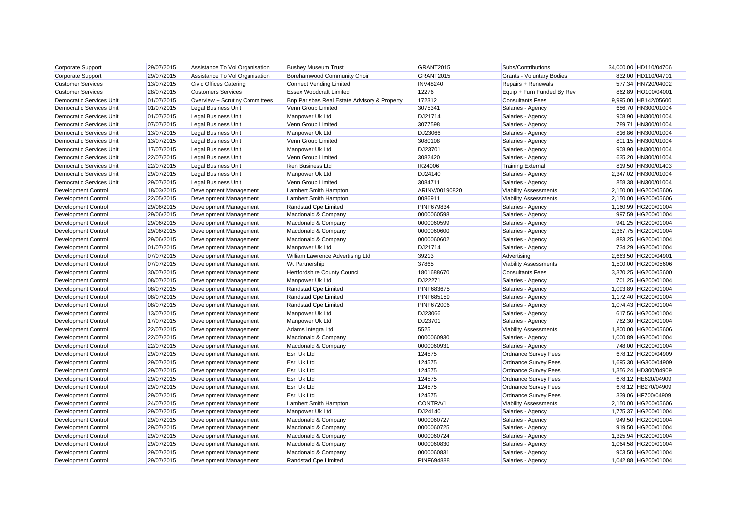| Corporate Support | 29/07/2015 | Assistance To Vol Organisation | Bushey Museum Trust | GRANT2015 | Subs/Contributions | 34,000.00 | HD110/04706 |
|---|---|---|---|---|---|---|---|
| Corporate Support | 29/07/2015 | Assistance To Vol Organisation | Borehamwood Community Choir | GRANT2015 | Grants - Voluntary Bodies | 832.00 | HD110/04701 |
| Customer Services | 13/07/2015 | Civic Offices Catering | Connect Vending Limited | INV48240 | Repairs + Renewals | 577.34 | HN720/04002 |
| Customer Services | 28/07/2015 | Customers Services | Essex Woodcraft Limited | 12276 | Equip + Furn Funded By Rev | 862.89 | HO100/04001 |
| Democratic Services Unit | 01/07/2015 | Overview + Scrutiny Committees | Bnp Parisbas Real Estate Advisory & Property | 172312 | Consultants Fees | 9,995.00 | HB142/05600 |
| Democratic Services Unit | 01/07/2015 | Legal Business Unit | Venn Group Limited | 3075341 | Salaries - Agency | 686.70 | HN300/01004 |
| Democratic Services Unit | 01/07/2015 | Legal Business Unit | Manpower Uk Ltd | DJ21714 | Salaries - Agency | 908.90 | HN300/01004 |
| Democratic Services Unit | 07/07/2015 | Legal Business Unit | Venn Group Limited | 3077598 | Salaries - Agency | 789.71 | HN300/01004 |
| Democratic Services Unit | 13/07/2015 | Legal Business Unit | Manpower Uk Ltd | DJ23066 | Salaries - Agency | 816.86 | HN300/01004 |
| Democratic Services Unit | 13/07/2015 | Legal Business Unit | Venn Group Limited | 3080108 | Salaries - Agency | 801.15 | HN300/01004 |
| Democratic Services Unit | 17/07/2015 | Legal Business Unit | Manpower Uk Ltd | DJ23701 | Salaries - Agency | 908.90 | HN300/01004 |
| Democratic Services Unit | 22/07/2015 | Legal Business Unit | Venn Group Limited | 3082420 | Salaries - Agency | 635.20 | HN300/01004 |
| Democratic Services Unit | 22/07/2015 | Legal Business Unit | Iken Business Ltd | IK24006 | Training External | 819.50 | HN300/01403 |
| Democratic Services Unit | 29/07/2015 | Legal Business Unit | Manpower Uk Ltd | DJ24140 | Salaries - Agency | 2,347.02 | HN300/01004 |
| Democratic Services Unit | 29/07/2015 | Legal Business Unit | Venn Group Limited | 3084711 | Salaries - Agency | 858.38 | HN300/01004 |
| Development Control | 18/03/2015 | Development Management | Lambert Smith Hampton | ARINV/00190820 | Viability Assessments | 2,150.00 | HG200/05606 |
| Development Control | 22/05/2015 | Development Management | Lambert Smith Hampton | 0086911 | Viability Assessments | 2,150.00 | HG200/05606 |
| Development Control | 29/06/2015 | Development Management | Randstad Cpe Limited | PINF679834 | Salaries - Agency | 1,160.99 | HG200/01004 |
| Development Control | 29/06/2015 | Development Management | Macdonald & Company | 0000060598 | Salaries - Agency | 997.59 | HG200/01004 |
| Development Control | 29/06/2015 | Development Management | Macdonald & Company | 0000060599 | Salaries - Agency | 941.25 | HG200/01004 |
| Development Control | 29/06/2015 | Development Management | Macdonald & Company | 0000060600 | Salaries - Agency | 2,367.75 | HG200/01004 |
| Development Control | 29/06/2015 | Development Management | Macdonald & Company | 0000060602 | Salaries - Agency | 883.25 | HG200/01004 |
| Development Control | 01/07/2015 | Development Management | Manpower Uk Ltd | DJ21714 | Salaries - Agency | 734.29 | HG200/01004 |
| Development Control | 07/07/2015 | Development Management | William Lawrence Advertising Ltd | 39213 | Advertising | 2,663.50 | HG200/04901 |
| Development Control | 07/07/2015 | Development Management | Wt Partnership | 37865 | Viability Assessments | 1,500.00 | HG200/05606 |
| Development Control | 30/07/2015 | Development Management | Hertfordshire County Council | 1801688670 | Consultants Fees | 3,370.25 | HG200/05600 |
| Development Control | 08/07/2015 | Development Management | Manpower Uk Ltd | DJ22271 | Salaries - Agency | 701.25 | HG200/01004 |
| Development Control | 08/07/2015 | Development Management | Randstad Cpe Limited | PINF683675 | Salaries - Agency | 1,093.89 | HG200/01004 |
| Development Control | 08/07/2015 | Development Management | Randstad Cpe Limited | PINF685159 | Salaries - Agency | 1,172.40 | HG200/01004 |
| Development Control | 08/07/2015 | Development Management | Randstad Cpe Limited | PINF672006 | Salaries - Agency | 1,074.43 | HG200/01004 |
| Development Control | 13/07/2015 | Development Management | Manpower Uk Ltd | DJ23066 | Salaries - Agency | 617.56 | HG200/01004 |
| Development Control | 17/07/2015 | Development Management | Manpower Uk Ltd | DJ23701 | Salaries - Agency | 762.30 | HG200/01004 |
| Development Control | 22/07/2015 | Development Management | Adams Integra Ltd | 5525 | Viability Assessments | 1,800.00 | HG200/05606 |
| Development Control | 22/07/2015 | Development Management | Macdonald & Company | 0000060930 | Salaries - Agency | 1,000.89 | HG200/01004 |
| Development Control | 22/07/2015 | Development Management | Macdonald & Company | 0000060931 | Salaries - Agency | 748.00 | HG200/01004 |
| Development Control | 29/07/2015 | Development Management | Esri Uk Ltd | 124575 | Ordnance Survey Fees | 678.12 | HG200/04909 |
| Development Control | 29/07/2015 | Development Management | Esri Uk Ltd | 124575 | Ordnance Survey Fees | 1,695.30 | HG300/04909 |
| Development Control | 29/07/2015 | Development Management | Esri Uk Ltd | 124575 | Ordnance Survey Fees | 1,356.24 | HD300/04909 |
| Development Control | 29/07/2015 | Development Management | Esri Uk Ltd | 124575 | Ordnance Survey Fees | 678.12 | HE620/04909 |
| Development Control | 29/07/2015 | Development Management | Esri Uk Ltd | 124575 | Ordnance Survey Fees | 678.12 | HB270/04909 |
| Development Control | 29/07/2015 | Development Management | Esri Uk Ltd | 124575 | Ordnance Survey Fees | 339.06 | HF700/04909 |
| Development Control | 24/07/2015 | Development Management | Lambert Smith Hampton | CONTRA/1 | Viability Assessments | 2,150.00 | HG200/05606 |
| Development Control | 29/07/2015 | Development Management | Manpower Uk Ltd | DJ24140 | Salaries - Agency | 1,775.37 | HG200/01004 |
| Development Control | 29/07/2015 | Development Management | Macdonald & Company | 0000060727 | Salaries - Agency | 949.50 | HG200/01004 |
| Development Control | 29/07/2015 | Development Management | Macdonald & Company | 0000060725 | Salaries - Agency | 919.50 | HG200/01004 |
| Development Control | 29/07/2015 | Development Management | Macdonald & Company | 0000060724 | Salaries - Agency | 1,325.94 | HG200/01004 |
| Development Control | 29/07/2015 | Development Management | Macdonald & Company | 0000060830 | Salaries - Agency | 1,064.58 | HG200/01004 |
| Development Control | 29/07/2015 | Development Management | Macdonald & Company | 0000060831 | Salaries - Agency | 903.50 | HG200/01004 |
| Development Control | 29/07/2015 | Development Management | Randstad Cpe Limited | PINF694888 | Salaries - Agency | 1,042.88 | HG200/01004 |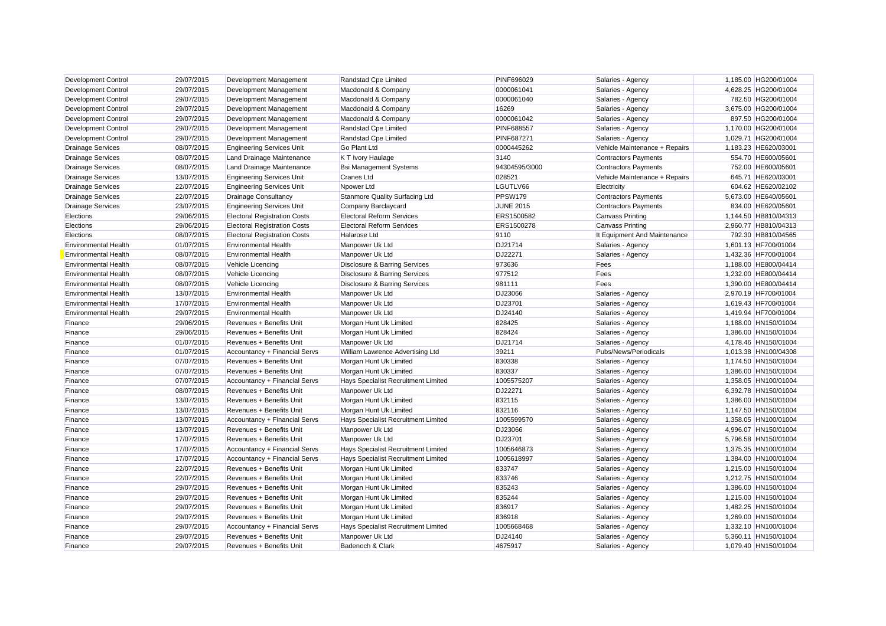| | | | | | | | |
|---|---|---|---|---|---|---|---|
| Development Control | 29/07/2015 | Development Management | Randstad Cpe Limited | PINF696029 | Salaries - Agency | 1,185.00 | HG200/01004 |
| Development Control | 29/07/2015 | Development Management | Macdonald & Company | 0000061041 | Salaries - Agency | 4,628.25 | HG200/01004 |
| Development Control | 29/07/2015 | Development Management | Macdonald & Company | 0000061040 | Salaries - Agency | 782.50 | HG200/01004 |
| Development Control | 29/07/2015 | Development Management | Macdonald & Company | 16269 | Salaries - Agency | 3,675.00 | HG200/01004 |
| Development Control | 29/07/2015 | Development Management | Macdonald & Company | 0000061042 | Salaries - Agency | 897.50 | HG200/01004 |
| Development Control | 29/07/2015 | Development Management | Randstad Cpe Limited | PINF688557 | Salaries - Agency | 1,170.00 | HG200/01004 |
| Development Control | 29/07/2015 | Development Management | Randstad Cpe Limited | PINF687271 | Salaries - Agency | 1,029.71 | HG200/01004 |
| Drainage Services | 08/07/2015 | Engineering Services Unit | Go Plant Ltd | 0000445262 | Vehicle Maintenance + Repairs | 1,183.23 | HE620/03001 |
| Drainage Services | 08/07/2015 | Land Drainage Maintenance | K T Ivory Haulage | 3140 | Contractors Payments | 554.70 | HE600/05601 |
| Drainage Services | 08/07/2015 | Land Drainage Maintenance | Bsi Management Systems | 94304595/3000 | Contractors Payments | 752.00 | HE600/05601 |
| Drainage Services | 13/07/2015 | Engineering Services Unit | Cranes Ltd | 028521 | Vehicle Maintenance + Repairs | 645.71 | HE620/03001 |
| Drainage Services | 22/07/2015 | Engineering Services Unit | Npower Ltd | LGUTLV66 | Electricity | 604.62 | HE620/02102 |
| Drainage Services | 22/07/2015 | Drainage Consultancy | Stanmore Quality Surfacing Ltd | PPSW179 | Contractors Payments | 5,673.00 | HE640/05601 |
| Drainage Services | 23/07/2015 | Engineering Services Unit | Company Barclaycard | JUNE 2015 | Contractors Payments | 834.00 | HE620/05601 |
| Elections | 29/06/2015 | Electoral Registration Costs | Electoral Reform Services | ERS1500582 | Canvass Printing | 1,144.50 | HB810/04313 |
| Elections | 29/06/2015 | Electoral Registration Costs | Electoral Reform Services | ERS1500278 | Canvass Printing | 2,960.77 | HB810/04313 |
| Elections | 08/07/2015 | Electoral Registration Costs | Halarose Ltd | 9110 | It Equipment And Maintenance | 792.30 | HB810/04565 |
| Environmental Health | 01/07/2015 | Environmental Health | Manpower Uk Ltd | DJ21714 | Salaries - Agency | 1,601.13 | HF700/01004 |
| Environmental Health | 08/07/2015 | Environmental Health | Manpower Uk Ltd | DJ22271 | Salaries - Agency | 1,432.36 | HF700/01004 |
| Environmental Health | 08/07/2015 | Vehicle Licencing | Disclosure & Barring Services | 973636 | Fees | 1,188.00 | HE800/04414 |
| Environmental Health | 08/07/2015 | Vehicle Licencing | Disclosure & Barring Services | 977512 | Fees | 1,232.00 | HE800/04414 |
| Environmental Health | 08/07/2015 | Vehicle Licencing | Disclosure & Barring Services | 981111 | Fees | 1,390.00 | HE800/04414 |
| Environmental Health | 13/07/2015 | Environmental Health | Manpower Uk Ltd | DJ23066 | Salaries - Agency | 2,970.19 | HF700/01004 |
| Environmental Health | 17/07/2015 | Environmental Health | Manpower Uk Ltd | DJ23701 | Salaries - Agency | 1,619.43 | HF700/01004 |
| Environmental Health | 29/07/2015 | Environmental Health | Manpower Uk Ltd | DJ24140 | Salaries - Agency | 1,419.94 | HF700/01004 |
| Finance | 29/06/2015 | Revenues + Benefits Unit | Morgan Hunt Uk Limited | 828425 | Salaries - Agency | 1,188.00 | HN150/01004 |
| Finance | 29/06/2015 | Revenues + Benefits Unit | Morgan Hunt Uk Limited | 828424 | Salaries - Agency | 1,386.00 | HN150/01004 |
| Finance | 01/07/2015 | Revenues + Benefits Unit | Manpower Uk Ltd | DJ21714 | Salaries - Agency | 4,178.46 | HN150/01004 |
| Finance | 01/07/2015 | Accountancy + Financial Servs | William Lawrence Advertising Ltd | 39211 | Pubs/News/Periodicals | 1,013.38 | HN100/04308 |
| Finance | 07/07/2015 | Revenues + Benefits Unit | Morgan Hunt Uk Limited | 830338 | Salaries - Agency | 1,174.50 | HN150/01004 |
| Finance | 07/07/2015 | Revenues + Benefits Unit | Morgan Hunt Uk Limited | 830337 | Salaries - Agency | 1,386.00 | HN150/01004 |
| Finance | 07/07/2015 | Accountancy + Financial Servs | Hays Specialist Recruitment Limited | 1005575207 | Salaries - Agency | 1,358.05 | HN100/01004 |
| Finance | 08/07/2015 | Revenues + Benefits Unit | Manpower Uk Ltd | DJ22271 | Salaries - Agency | 6,392.78 | HN150/01004 |
| Finance | 13/07/2015 | Revenues + Benefits Unit | Morgan Hunt Uk Limited | 832115 | Salaries - Agency | 1,386.00 | HN150/01004 |
| Finance | 13/07/2015 | Revenues + Benefits Unit | Morgan Hunt Uk Limited | 832116 | Salaries - Agency | 1,147.50 | HN150/01004 |
| Finance | 13/07/2015 | Accountancy + Financial Servs | Hays Specialist Recruitment Limited | 1005599570 | Salaries - Agency | 1,358.05 | HN100/01004 |
| Finance | 13/07/2015 | Revenues + Benefits Unit | Manpower Uk Ltd | DJ23066 | Salaries - Agency | 4,996.07 | HN150/01004 |
| Finance | 17/07/2015 | Revenues + Benefits Unit | Manpower Uk Ltd | DJ23701 | Salaries - Agency | 5,796.58 | HN150/01004 |
| Finance | 17/07/2015 | Accountancy + Financial Servs | Hays Specialist Recruitment Limited | 1005646873 | Salaries - Agency | 1,375.35 | HN100/01004 |
| Finance | 17/07/2015 | Accountancy + Financial Servs | Hays Specialist Recruitment Limited | 1005618997 | Salaries - Agency | 1,384.00 | HN100/01004 |
| Finance | 22/07/2015 | Revenues + Benefits Unit | Morgan Hunt Uk Limited | 833747 | Salaries - Agency | 1,215.00 | HN150/01004 |
| Finance | 22/07/2015 | Revenues + Benefits Unit | Morgan Hunt Uk Limited | 833746 | Salaries - Agency | 1,212.75 | HN150/01004 |
| Finance | 29/07/2015 | Revenues + Benefits Unit | Morgan Hunt Uk Limited | 835243 | Salaries - Agency | 1,386.00 | HN150/01004 |
| Finance | 29/07/2015 | Revenues + Benefits Unit | Morgan Hunt Uk Limited | 835244 | Salaries - Agency | 1,215.00 | HN150/01004 |
| Finance | 29/07/2015 | Revenues + Benefits Unit | Morgan Hunt Uk Limited | 836917 | Salaries - Agency | 1,482.25 | HN150/01004 |
| Finance | 29/07/2015 | Revenues + Benefits Unit | Morgan Hunt Uk Limited | 836918 | Salaries - Agency | 1,269.00 | HN150/01004 |
| Finance | 29/07/2015 | Accountancy + Financial Servs | Hays Specialist Recruitment Limited | 1005668468 | Salaries - Agency | 1,332.10 | HN100/01004 |
| Finance | 29/07/2015 | Revenues + Benefits Unit | Manpower Uk Ltd | DJ24140 | Salaries - Agency | 5,360.11 | HN150/01004 |
| Finance | 29/07/2015 | Revenues + Benefits Unit | Badenoch & Clark | 4675917 | Salaries - Agency | 1,079.40 | HN150/01004 |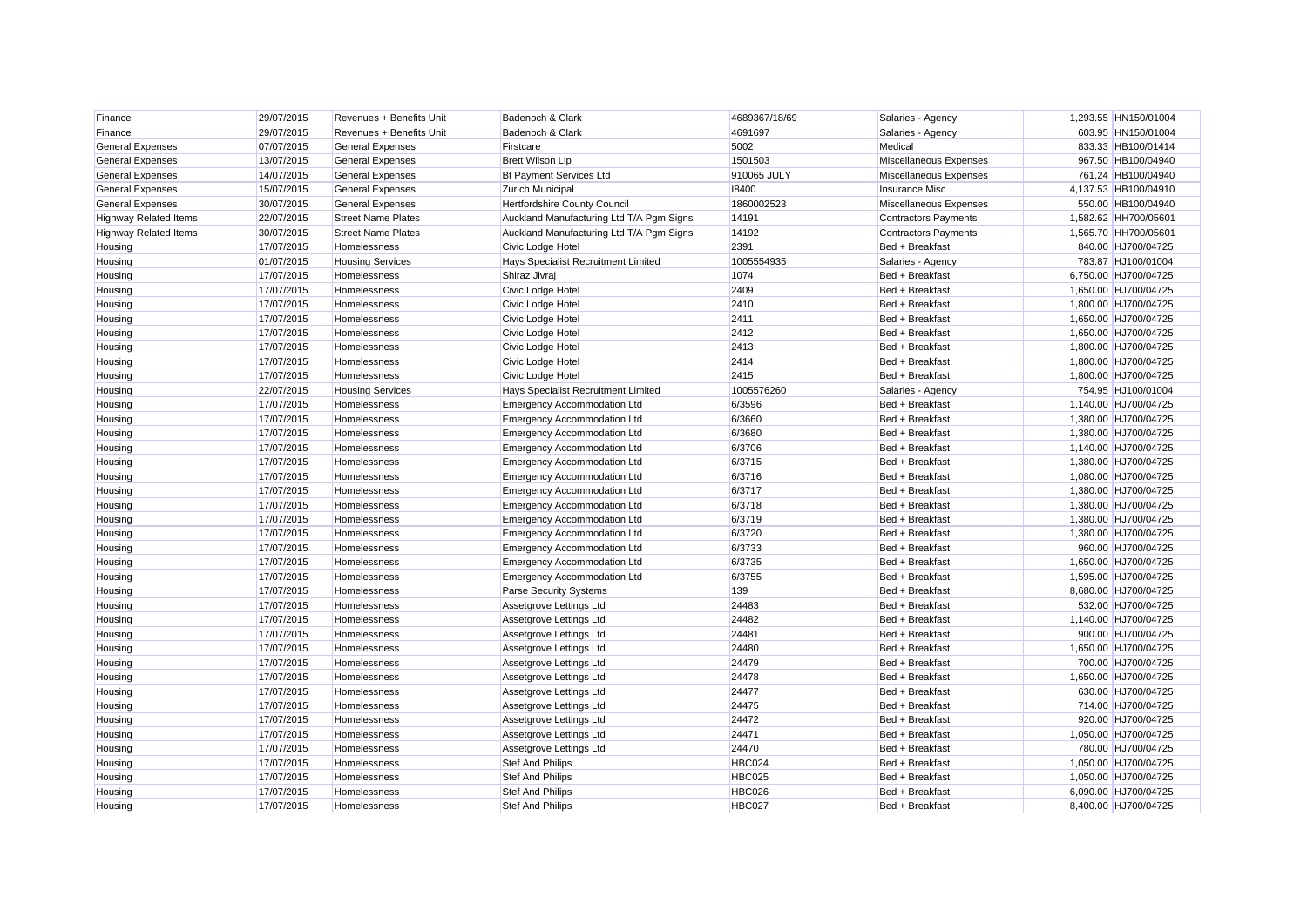| | | | | | | | |
|---|---|---|---|---|---|---|---|
| Finance | 29/07/2015 | Revenues + Benefits Unit | Badenoch & Clark | 4689367/18/69 | Salaries - Agency | 1,293.55 | HN150/01004 |
| Finance | 29/07/2015 | Revenues + Benefits Unit | Badenoch & Clark | 4691697 | Salaries - Agency | 603.95 | HN150/01004 |
| General Expenses | 07/07/2015 | General Expenses | Firstcare | 5002 | Medical | 833.33 | HB100/01414 |
| General Expenses | 13/07/2015 | General Expenses | Brett Wilson Llp | 1501503 | Miscellaneous Expenses | 967.50 | HB100/04940 |
| General Expenses | 14/07/2015 | General Expenses | Bt Payment Services Ltd | 910065 JULY | Miscellaneous Expenses | 761.24 | HB100/04940 |
| General Expenses | 15/07/2015 | General Expenses | Zurich Municipal | I8400 | Insurance Misc | 4,137.53 | HB100/04910 |
| General Expenses | 30/07/2015 | General Expenses | Hertfordshire County Council | 1860002523 | Miscellaneous Expenses | 550.00 | HB100/04940 |
| Highway Related Items | 22/07/2015 | Street Name Plates | Auckland Manufacturing Ltd T/A Pgm Signs | 14191 | Contractors Payments | 1,582.62 | HH700/05601 |
| Highway Related Items | 30/07/2015 | Street Name Plates | Auckland Manufacturing Ltd T/A Pgm Signs | 14192 | Contractors Payments | 1,565.70 | HH700/05601 |
| Housing | 17/07/2015 | Homelessness | Civic Lodge Hotel | 2391 | Bed + Breakfast | 840.00 | HJ700/04725 |
| Housing | 01/07/2015 | Housing Services | Hays Specialist Recruitment Limited | 1005554935 | Salaries - Agency | 783.87 | HJ100/01004 |
| Housing | 17/07/2015 | Homelessness | Shiraz Jivraj | 1074 | Bed + Breakfast | 6,750.00 | HJ700/04725 |
| Housing | 17/07/2015 | Homelessness | Civic Lodge Hotel | 2409 | Bed + Breakfast | 1,650.00 | HJ700/04725 |
| Housing | 17/07/2015 | Homelessness | Civic Lodge Hotel | 2410 | Bed + Breakfast | 1,800.00 | HJ700/04725 |
| Housing | 17/07/2015 | Homelessness | Civic Lodge Hotel | 2411 | Bed + Breakfast | 1,650.00 | HJ700/04725 |
| Housing | 17/07/2015 | Homelessness | Civic Lodge Hotel | 2412 | Bed + Breakfast | 1,650.00 | HJ700/04725 |
| Housing | 17/07/2015 | Homelessness | Civic Lodge Hotel | 2413 | Bed + Breakfast | 1,800.00 | HJ700/04725 |
| Housing | 17/07/2015 | Homelessness | Civic Lodge Hotel | 2414 | Bed + Breakfast | 1,800.00 | HJ700/04725 |
| Housing | 17/07/2015 | Homelessness | Civic Lodge Hotel | 2415 | Bed + Breakfast | 1,800.00 | HJ700/04725 |
| Housing | 22/07/2015 | Housing Services | Hays Specialist Recruitment Limited | 1005576260 | Salaries - Agency | 754.95 | HJ100/01004 |
| Housing | 17/07/2015 | Homelessness | Emergency Accommodation Ltd | 6/3596 | Bed + Breakfast | 1,140.00 | HJ700/04725 |
| Housing | 17/07/2015 | Homelessness | Emergency Accommodation Ltd | 6/3660 | Bed + Breakfast | 1,380.00 | HJ700/04725 |
| Housing | 17/07/2015 | Homelessness | Emergency Accommodation Ltd | 6/3680 | Bed + Breakfast | 1,380.00 | HJ700/04725 |
| Housing | 17/07/2015 | Homelessness | Emergency Accommodation Ltd | 6/3706 | Bed + Breakfast | 1,140.00 | HJ700/04725 |
| Housing | 17/07/2015 | Homelessness | Emergency Accommodation Ltd | 6/3715 | Bed + Breakfast | 1,380.00 | HJ700/04725 |
| Housing | 17/07/2015 | Homelessness | Emergency Accommodation Ltd | 6/3716 | Bed + Breakfast | 1,080.00 | HJ700/04725 |
| Housing | 17/07/2015 | Homelessness | Emergency Accommodation Ltd | 6/3717 | Bed + Breakfast | 1,380.00 | HJ700/04725 |
| Housing | 17/07/2015 | Homelessness | Emergency Accommodation Ltd | 6/3718 | Bed + Breakfast | 1,380.00 | HJ700/04725 |
| Housing | 17/07/2015 | Homelessness | Emergency Accommodation Ltd | 6/3719 | Bed + Breakfast | 1,380.00 | HJ700/04725 |
| Housing | 17/07/2015 | Homelessness | Emergency Accommodation Ltd | 6/3720 | Bed + Breakfast | 1,380.00 | HJ700/04725 |
| Housing | 17/07/2015 | Homelessness | Emergency Accommodation Ltd | 6/3733 | Bed + Breakfast | 960.00 | HJ700/04725 |
| Housing | 17/07/2015 | Homelessness | Emergency Accommodation Ltd | 6/3735 | Bed + Breakfast | 1,650.00 | HJ700/04725 |
| Housing | 17/07/2015 | Homelessness | Emergency Accommodation Ltd | 6/3755 | Bed + Breakfast | 1,595.00 | HJ700/04725 |
| Housing | 17/07/2015 | Homelessness | Parse Security Systems | 139 | Bed + Breakfast | 8,680.00 | HJ700/04725 |
| Housing | 17/07/2015 | Homelessness | Assetgrove Lettings Ltd | 24483 | Bed + Breakfast | 532.00 | HJ700/04725 |
| Housing | 17/07/2015 | Homelessness | Assetgrove Lettings Ltd | 24482 | Bed + Breakfast | 1,140.00 | HJ700/04725 |
| Housing | 17/07/2015 | Homelessness | Assetgrove Lettings Ltd | 24481 | Bed + Breakfast | 900.00 | HJ700/04725 |
| Housing | 17/07/2015 | Homelessness | Assetgrove Lettings Ltd | 24480 | Bed + Breakfast | 1,650.00 | HJ700/04725 |
| Housing | 17/07/2015 | Homelessness | Assetgrove Lettings Ltd | 24479 | Bed + Breakfast | 700.00 | HJ700/04725 |
| Housing | 17/07/2015 | Homelessness | Assetgrove Lettings Ltd | 24478 | Bed + Breakfast | 1,650.00 | HJ700/04725 |
| Housing | 17/07/2015 | Homelessness | Assetgrove Lettings Ltd | 24477 | Bed + Breakfast | 630.00 | HJ700/04725 |
| Housing | 17/07/2015 | Homelessness | Assetgrove Lettings Ltd | 24475 | Bed + Breakfast | 714.00 | HJ700/04725 |
| Housing | 17/07/2015 | Homelessness | Assetgrove Lettings Ltd | 24472 | Bed + Breakfast | 920.00 | HJ700/04725 |
| Housing | 17/07/2015 | Homelessness | Assetgrove Lettings Ltd | 24471 | Bed + Breakfast | 1,050.00 | HJ700/04725 |
| Housing | 17/07/2015 | Homelessness | Assetgrove Lettings Ltd | 24470 | Bed + Breakfast | 780.00 | HJ700/04725 |
| Housing | 17/07/2015 | Homelessness | Stef And Philips | HBC024 | Bed + Breakfast | 1,050.00 | HJ700/04725 |
| Housing | 17/07/2015 | Homelessness | Stef And Philips | HBC025 | Bed + Breakfast | 1,050.00 | HJ700/04725 |
| Housing | 17/07/2015 | Homelessness | Stef And Philips | HBC026 | Bed + Breakfast | 6,090.00 | HJ700/04725 |
| Housing | 17/07/2015 | Homelessness | Stef And Philips | HBC027 | Bed + Breakfast | 8,400.00 | HJ700/04725 |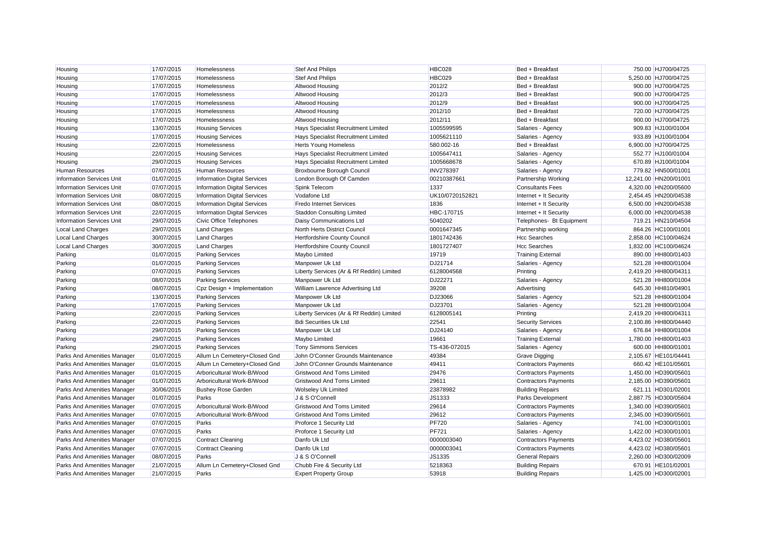| Housing | 17/07/2015 | Homelessness | Stef And Philips | HBC028 | Bed + Breakfast | 750.00 | HJ700/04725 |
|---|---|---|---|---|---|---|---|
| Housing | 17/07/2015 | Homelessness | Stef And Philips | HBC029 | Bed + Breakfast | 5,250.00 | HJ700/04725 |
| Housing | 17/07/2015 | Homelessness | Altwood Housing | 2012/2 | Bed + Breakfast | 900.00 | HJ700/04725 |
| Housing | 17/07/2015 | Homelessness | Altwood Housing | 2012/3 | Bed + Breakfast | 900.00 | HJ700/04725 |
| Housing | 17/07/2015 | Homelessness | Altwood Housing | 2012/9 | Bed + Breakfast | 900.00 | HJ700/04725 |
| Housing | 17/07/2015 | Homelessness | Altwood Housing | 2012/10 | Bed + Breakfast | 720.00 | HJ700/04725 |
| Housing | 17/07/2015 | Homelessness | Altwood Housing | 2012/11 | Bed + Breakfast | 900.00 | HJ700/04725 |
| Housing | 13/07/2015 | Housing Services | Hays Specialist Recruitment Limited | 1005599595 | Salaries - Agency | 909.83 | HJ100/01004 |
| Housing | 17/07/2015 | Housing Services | Hays Specialist Recruitment Limited | 1005621110 | Salaries - Agency | 933.89 | HJ100/01004 |
| Housing | 22/07/2015 | Homelessness | Herts Young Homeless | 580.002-16 | Bed + Breakfast | 6,900.00 | HJ700/04725 |
| Housing | 22/07/2015 | Housing Services | Hays Specialist Recruitment Limited | 1005647411 | Salaries - Agency | 552.77 | HJ100/01004 |
| Housing | 29/07/2015 | Housing Services | Hays Specialist Recruitment Limited | 1005668678 | Salaries - Agency | 670.89 | HJ100/01004 |
| Human Resources | 07/07/2015 | Human Resources | Broxbourne Borough Council | INV278397 | Salaries - Agency | 779.82 | HN500/01001 |
| Information Services Unit | 01/07/2015 | Information Digital Services | London Borough Of Camden | 00210387661 | Partnership Working | 12,241.00 | HN200/01001 |
| Information Services Unit | 07/07/2015 | Information Digital Services | Spink Telecom | 1337 | Consultants Fees | 4,320.00 | HN200/05600 |
| Information Services Unit | 08/07/2015 | Information Digital Services | Vodafone Ltd | UK10/0720152821 | Internet + It Security | 2,454.45 | HN200/04538 |
| Information Services Unit | 08/07/2015 | Information Digital Services | Fredo Internet Services | 1836 | Internet + It Security | 6,500.00 | HN200/04538 |
| Information Services Unit | 22/07/2015 | Information Digital Services | Staddon Consulting Limited | HBC-170715 | Internet + It Security | 6,000.00 | HN200/04538 |
| Information Services Unit | 29/07/2015 | Civic Office Telephones | Daisy Communications Ltd | 5040202 | Telephones- Bt Equipment | 719.21 | HN210/04504 |
| Local Land Charges | 29/07/2015 | Land Charges | North Herts District Council | 0001647345 | Partnership working | 864.26 | HC100/01001 |
| Local Land Charges | 30/07/2015 | Land Charges | Hertfordshire County Council | 1801742436 | Hcc Searches | 2,858.00 | HC100/04624 |
| Local Land Charges | 30/07/2015 | Land Charges | Hertfordshire County Council | 1801727407 | Hcc Searches | 1,832.00 | HC100/04624 |
| Parking | 01/07/2015 | Parking Services | Maybo Limited | 19719 | Training External | 890.00 | HH800/01403 |
| Parking | 01/07/2015 | Parking Services | Manpower Uk Ltd | DJ21714 | Salaries - Agency | 521.28 | HH800/01004 |
| Parking | 07/07/2015 | Parking Services | Liberty Services (Ar & Rf Reddin) Limited | 6128004568 | Printing | 2,419.20 | HH800/04311 |
| Parking | 08/07/2015 | Parking Services | Manpower Uk Ltd | DJ22271 | Salaries - Agency | 521.28 | HH800/01004 |
| Parking | 08/07/2015 | Cpz Design + Implementation | William Lawrence Advertising Ltd | 39208 | Advertising | 645.30 | HH810/04901 |
| Parking | 13/07/2015 | Parking Services | Manpower Uk Ltd | DJ23066 | Salaries - Agency | 521.28 | HH800/01004 |
| Parking | 17/07/2015 | Parking Services | Manpower Uk Ltd | DJ23701 | Salaries - Agency | 521.28 | HH800/01004 |
| Parking | 22/07/2015 | Parking Services | Liberty Services (Ar & Rf Reddin) Limited | 6128005141 | Printing | 2,419.20 | HH800/04311 |
| Parking | 22/07/2015 | Parking Services | Bdi Securities Uk Ltd | 22541 | Security Services | 2,100.86 | HH800/04440 |
| Parking | 29/07/2015 | Parking Services | Manpower Uk Ltd | DJ24140 | Salaries - Agency | 676.84 | HH800/01004 |
| Parking | 29/07/2015 | Parking Services | Maybo Limited | 19661 | Training External | 1,780.00 | HH800/01403 |
| Parking | 29/07/2015 | Parking Services | Tony Simmons Services | TS-436-072015 | Salaries - Agency | 600.00 | HH800/01001 |
| Parks And Amenities Manager | 01/07/2015 | Allum Ln Cemetery+Closed Gnd | John O'Conner Grounds Maintenance | 49384 | Grave Digging | 2,105.67 | HE101/04441 |
| Parks And Amenities Manager | 01/07/2015 | Allum Ln Cemetery+Closed Gnd | John O'Conner Grounds Maintenance | 49411 | Contractors Payments | 660.42 | HE101/05601 |
| Parks And Amenities Manager | 01/07/2015 | Arboricultural Work-B/Wood | Gristwood And Toms Limited | 29476 | Contractors Payments | 1,450.00 | HD390/05601 |
| Parks And Amenities Manager | 01/07/2015 | Arboricultural Work-B/Wood | Gristwood And Toms Limited | 29611 | Contractors Payments | 2,185.00 | HD390/05601 |
| Parks And Amenities Manager | 30/06/2015 | Bushey Rose Garden | Wolseley Uk Limited | 23878982 | Building Repairs | 621.11 | HD301/02001 |
| Parks And Amenities Manager | 01/07/2015 | Parks | J & S O'Connell | JS1333 | Parks Development | 2,887.75 | HD300/05604 |
| Parks And Amenities Manager | 07/07/2015 | Arboricultural Work-B/Wood | Gristwood And Toms Limited | 29614 | Contractors Payments | 1,340.00 | HD390/05601 |
| Parks And Amenities Manager | 07/07/2015 | Arboricultural Work-B/Wood | Gristwood And Toms Limited | 29612 | Contractors Payments | 2,345.00 | HD390/05601 |
| Parks And Amenities Manager | 07/07/2015 | Parks | Proforce 1 Security Ltd | PF720 | Salaries - Agency | 741.00 | HD300/01001 |
| Parks And Amenities Manager | 07/07/2015 | Parks | Proforce 1 Security Ltd | PF721 | Salaries - Agency | 1,422.00 | HD300/01001 |
| Parks And Amenities Manager | 07/07/2015 | Contract Cleaning | Danfo Uk Ltd | 0000003040 | Contractors Payments | 4,423.02 | HD380/05601 |
| Parks And Amenities Manager | 07/07/2015 | Contract Cleaning | Danfo Uk Ltd | 0000003041 | Contractors Payments | 4,423.02 | HD380/05601 |
| Parks And Amenities Manager | 08/07/2015 | Parks | J & S O'Connell | JS1335 | General Repairs | 2,260.00 | HD300/02009 |
| Parks And Amenities Manager | 21/07/2015 | Allum Ln Cemetery+Closed Gnd | Chubb Fire & Security Ltd | 5218363 | Building Repairs | 670.91 | HE101/02001 |
| Parks And Amenities Manager | 21/07/2015 | Parks | Expert Property Group | 53918 | Building Repairs | 1,425.00 | HD300/02001 |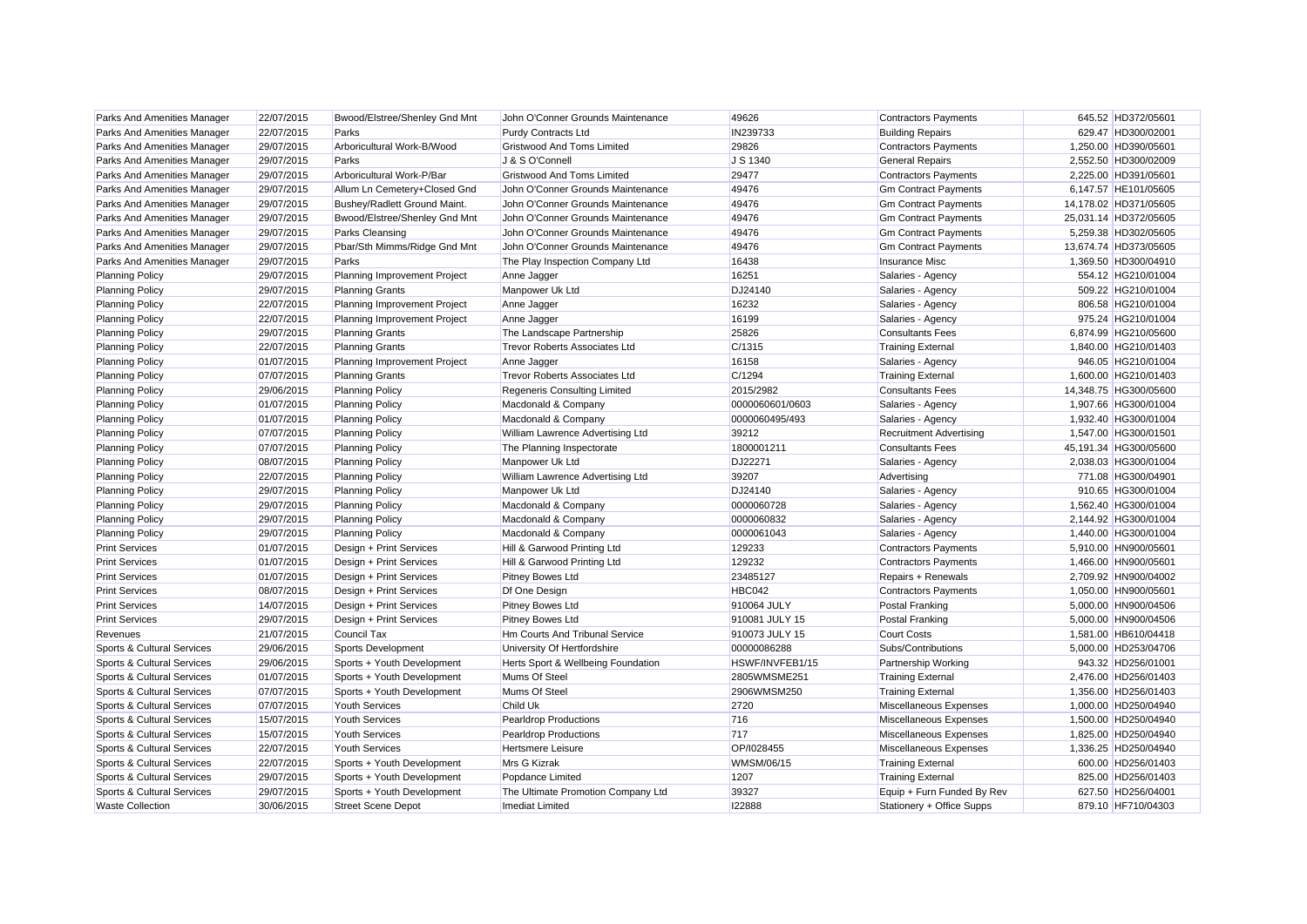| Parks And Amenities Manager | 22/07/2015 | Bwood/Elstree/Shenley Gnd Mnt | John O'Conner Grounds Maintenance | 49626 | Contractors Payments | 645.52 | HD372/05601 |
|---|---|---|---|---|---|---|---|
| Parks And Amenities Manager | 22/07/2015 | Parks | Purdy Contracts Ltd | IN239733 | Building Repairs | 629.47 | HD300/02001 |
| Parks And Amenities Manager | 29/07/2015 | Arboricultural Work-B/Wood | Gristwood And Toms Limited | 29826 | Contractors Payments | 1,250.00 | HD390/05601 |
| Parks And Amenities Manager | 29/07/2015 | Parks | J & S O'Connell | J S 1340 | General Repairs | 2,552.50 | HD300/02009 |
| Parks And Amenities Manager | 29/07/2015 | Arboricultural Work-P/Bar | Gristwood And Toms Limited | 29477 | Contractors Payments | 2,225.00 | HD391/05601 |
| Parks And Amenities Manager | 29/07/2015 | Allum Ln Cemetery+Closed Gnd | John O'Conner Grounds Maintenance | 49476 | Gm Contract Payments | 6,147.57 | HE101/05605 |
| Parks And Amenities Manager | 29/07/2015 | Bushey/Radlett Ground Maint. | John O'Conner Grounds Maintenance | 49476 | Gm Contract Payments | 14,178.02 | HD371/05605 |
| Parks And Amenities Manager | 29/07/2015 | Bwood/Elstree/Shenley Gnd Mnt | John O'Conner Grounds Maintenance | 49476 | Gm Contract Payments | 25,031.14 | HD372/05605 |
| Parks And Amenities Manager | 29/07/2015 | Parks Cleansing | John O'Conner Grounds Maintenance | 49476 | Gm Contract Payments | 5,259.38 | HD302/05605 |
| Parks And Amenities Manager | 29/07/2015 | Pbar/Sth Mimms/Ridge Gnd Mnt | John O'Conner Grounds Maintenance | 49476 | Gm Contract Payments | 13,674.74 | HD373/05605 |
| Parks And Amenities Manager | 29/07/2015 | Parks | The Play Inspection Company Ltd | 16438 | Insurance Misc | 1,369.50 | HD300/04910 |
| Planning Policy | 29/07/2015 | Planning Improvement Project | Anne Jagger | 16251 | Salaries - Agency | 554.12 | HG210/01004 |
| Planning Policy | 29/07/2015 | Planning Grants | Manpower Uk Ltd | DJ24140 | Salaries - Agency | 509.22 | HG210/01004 |
| Planning Policy | 22/07/2015 | Planning Improvement Project | Anne Jagger | 16232 | Salaries - Agency | 806.58 | HG210/01004 |
| Planning Policy | 22/07/2015 | Planning Improvement Project | Anne Jagger | 16199 | Salaries - Agency | 975.24 | HG210/01004 |
| Planning Policy | 29/07/2015 | Planning Grants | The Landscape Partnership | 25826 | Consultants Fees | 6,874.99 | HG210/05600 |
| Planning Policy | 22/07/2015 | Planning Grants | Trevor Roberts Associates Ltd | C/1315 | Training External | 1,840.00 | HG210/01403 |
| Planning Policy | 01/07/2015 | Planning Improvement Project | Anne Jagger | 16158 | Salaries - Agency | 946.05 | HG210/01004 |
| Planning Policy | 07/07/2015 | Planning Grants | Trevor Roberts Associates Ltd | C/1294 | Training External | 1,600.00 | HG210/01403 |
| Planning Policy | 29/06/2015 | Planning Policy | Regeneris Consulting Limited | 2015/2982 | Consultants Fees | 14,348.75 | HG300/05600 |
| Planning Policy | 01/07/2015 | Planning Policy | Macdonald & Company | 0000060601/0603 | Salaries - Agency | 1,907.66 | HG300/01004 |
| Planning Policy | 01/07/2015 | Planning Policy | Macdonald & Company | 0000060495/493 | Salaries - Agency | 1,932.40 | HG300/01004 |
| Planning Policy | 07/07/2015 | Planning Policy | William Lawrence Advertising Ltd | 39212 | Recruitment Advertising | 1,547.00 | HG300/01501 |
| Planning Policy | 07/07/2015 | Planning Policy | The Planning Inspectorate | 1800001211 | Consultants Fees | 45,191.34 | HG300/05600 |
| Planning Policy | 08/07/2015 | Planning Policy | Manpower Uk Ltd | DJ22271 | Salaries - Agency | 2,038.03 | HG300/01004 |
| Planning Policy | 22/07/2015 | Planning Policy | William Lawrence Advertising Ltd | 39207 | Advertising | 771.08 | HG300/04901 |
| Planning Policy | 29/07/2015 | Planning Policy | Manpower Uk Ltd | DJ24140 | Salaries - Agency | 910.65 | HG300/01004 |
| Planning Policy | 29/07/2015 | Planning Policy | Macdonald & Company | 0000060728 | Salaries - Agency | 1,562.40 | HG300/01004 |
| Planning Policy | 29/07/2015 | Planning Policy | Macdonald & Company | 0000060832 | Salaries - Agency | 2,144.92 | HG300/01004 |
| Planning Policy | 29/07/2015 | Planning Policy | Macdonald & Company | 0000061043 | Salaries - Agency | 1,440.00 | HG300/01004 |
| Print Services | 01/07/2015 | Design + Print Services | Hill & Garwood Printing Ltd | 129233 | Contractors Payments | 5,910.00 | HN900/05601 |
| Print Services | 01/07/2015 | Design + Print Services | Hill & Garwood Printing Ltd | 129232 | Contractors Payments | 1,466.00 | HN900/05601 |
| Print Services | 01/07/2015 | Design + Print Services | Pitney Bowes Ltd | 23485127 | Repairs + Renewals | 2,709.92 | HN900/04002 |
| Print Services | 08/07/2015 | Design + Print Services | Df One Design | HBC042 | Contractors Payments | 1,050.00 | HN900/05601 |
| Print Services | 14/07/2015 | Design + Print Services | Pitney Bowes Ltd | 910064 JULY | Postal Franking | 5,000.00 | HN900/04506 |
| Print Services | 29/07/2015 | Design + Print Services | Pitney Bowes Ltd | 910081 JULY 15 | Postal Franking | 5,000.00 | HN900/04506 |
| Revenues | 21/07/2015 | Council Tax | Hm Courts And Tribunal Service | 910073 JULY 15 | Court Costs | 1,581.00 | HB610/04418 |
| Sports & Cultural Services | 29/06/2015 | Sports Development | University Of Hertfordshire | 00000086288 | Subs/Contributions | 5,000.00 | HD253/04706 |
| Sports & Cultural Services | 29/06/2015 | Sports + Youth Development | Herts Sport & Wellbeing Foundation | HSWF/INVFEB1/15 | Partnership Working | 943.32 | HD256/01001 |
| Sports & Cultural Services | 01/07/2015 | Sports + Youth Development | Mums Of Steel | 2805WMSME251 | Training External | 2,476.00 | HD256/01403 |
| Sports & Cultural Services | 07/07/2015 | Sports + Youth Development | Mums Of Steel | 2906WMSM250 | Training External | 1,356.00 | HD256/01403 |
| Sports & Cultural Services | 07/07/2015 | Youth Services | Child Uk | 2720 | Miscellaneous Expenses | 1,000.00 | HD250/04940 |
| Sports & Cultural Services | 15/07/2015 | Youth Services | Pearldrop Productions | 716 | Miscellaneous Expenses | 1,500.00 | HD250/04940 |
| Sports & Cultural Services | 15/07/2015 | Youth Services | Pearldrop Productions | 717 | Miscellaneous Expenses | 1,825.00 | HD250/04940 |
| Sports & Cultural Services | 22/07/2015 | Youth Services | Hertsmere Leisure | OP/I028455 | Miscellaneous Expenses | 1,336.25 | HD250/04940 |
| Sports & Cultural Services | 22/07/2015 | Sports + Youth Development | Mrs G Kizrak | WMSM/06/15 | Training External | 600.00 | HD256/01403 |
| Sports & Cultural Services | 29/07/2015 | Sports + Youth Development | Popdance Limited | 1207 | Training External | 825.00 | HD256/01403 |
| Sports & Cultural Services | 29/07/2015 | Sports + Youth Development | The Ultimate Promotion Company Ltd | 39327 | Equip + Furn Funded By Rev | 627.50 | HD256/04001 |
| Waste Collection | 30/06/2015 | Street Scene Depot | Imediat Limited | I22888 | Stationery + Office Supps | 879.10 | HF710/04303 |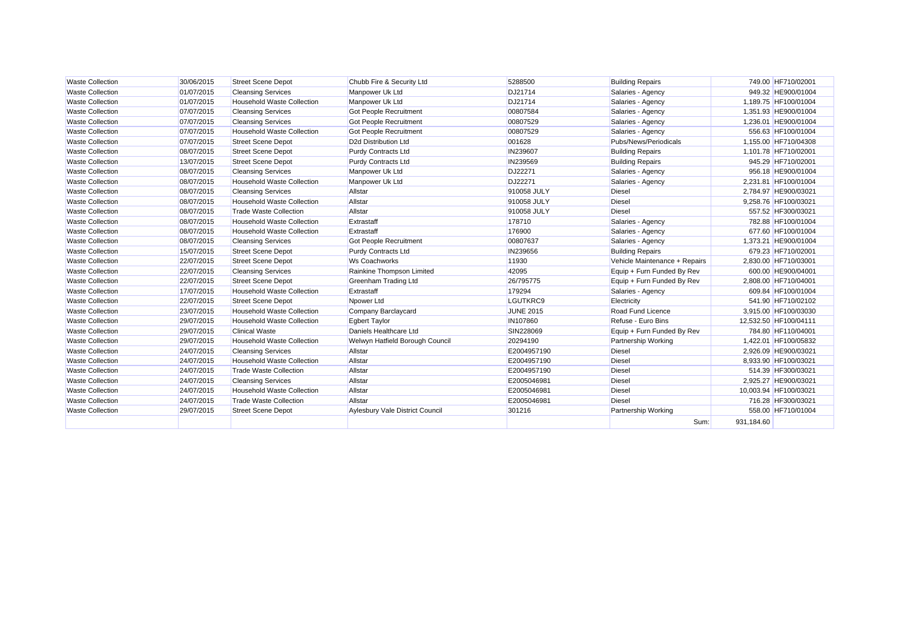| | | | | | | | |
|---|---|---|---|---|---|---|---|
| Waste Collection | 30/06/2015 | Street Scene Depot | Chubb Fire & Security Ltd | 5288500 | Building Repairs | 749.00 | HF710/02001 |
| Waste Collection | 01/07/2015 | Cleansing Services | Manpower Uk Ltd | DJ21714 | Salaries - Agency | 949.32 | HE900/01004 |
| Waste Collection | 01/07/2015 | Household Waste Collection | Manpower Uk Ltd | DJ21714 | Salaries - Agency | 1,189.75 | HF100/01004 |
| Waste Collection | 07/07/2015 | Cleansing Services | Got People Recruitment | 00807584 | Salaries - Agency | 1,351.93 | HE900/01004 |
| Waste Collection | 07/07/2015 | Cleansing Services | Got People Recruitment | 00807529 | Salaries - Agency | 1,236.01 | HE900/01004 |
| Waste Collection | 07/07/2015 | Household Waste Collection | Got People Recruitment | 00807529 | Salaries - Agency | 556.63 | HF100/01004 |
| Waste Collection | 07/07/2015 | Street Scene Depot | D2d Distribution Ltd | 001628 | Pubs/News/Periodicals | 1,155.00 | HF710/04308 |
| Waste Collection | 08/07/2015 | Street Scene Depot | Purdy Contracts Ltd | IN239607 | Building Repairs | 1,101.78 | HF710/02001 |
| Waste Collection | 13/07/2015 | Street Scene Depot | Purdy Contracts Ltd | IN239569 | Building Repairs | 945.29 | HF710/02001 |
| Waste Collection | 08/07/2015 | Cleansing Services | Manpower Uk Ltd | DJ22271 | Salaries - Agency | 956.18 | HE900/01004 |
| Waste Collection | 08/07/2015 | Household Waste Collection | Manpower Uk Ltd | DJ22271 | Salaries - Agency | 2,231.81 | HF100/01004 |
| Waste Collection | 08/07/2015 | Cleansing Services | Allstar | 910058 JULY | Diesel | 2,784.97 | HE900/03021 |
| Waste Collection | 08/07/2015 | Household Waste Collection | Allstar | 910058 JULY | Diesel | 9,258.76 | HF100/03021 |
| Waste Collection | 08/07/2015 | Trade Waste Collection | Allstar | 910058 JULY | Diesel | 557.52 | HF300/03021 |
| Waste Collection | 08/07/2015 | Household Waste Collection | Extrastaff | 178710 | Salaries - Agency | 782.88 | HF100/01004 |
| Waste Collection | 08/07/2015 | Household Waste Collection | Extrastaff | 176900 | Salaries - Agency | 677.60 | HF100/01004 |
| Waste Collection | 08/07/2015 | Cleansing Services | Got People Recruitment | 00807637 | Salaries - Agency | 1,373.21 | HE900/01004 |
| Waste Collection | 15/07/2015 | Street Scene Depot | Purdy Contracts Ltd | IN239656 | Building Repairs | 679.23 | HF710/02001 |
| Waste Collection | 22/07/2015 | Street Scene Depot | Ws Coachworks | 11930 | Vehicle Maintenance + Repairs | 2,830.00 | HF710/03001 |
| Waste Collection | 22/07/2015 | Cleansing Services | Rainkine Thompson Limited | 42095 | Equip + Furn Funded By Rev | 600.00 | HE900/04001 |
| Waste Collection | 22/07/2015 | Street Scene Depot | Greenham Trading Ltd | 26/795775 | Equip + Furn Funded By Rev | 2,808.00 | HF710/04001 |
| Waste Collection | 17/07/2015 | Household Waste Collection | Extrastaff | 179294 | Salaries - Agency | 609.84 | HF100/01004 |
| Waste Collection | 22/07/2015 | Street Scene Depot | Npower Ltd | LGUTKRC9 | Electricity | 541.90 | HF710/02102 |
| Waste Collection | 23/07/2015 | Household Waste Collection | Company Barclaycard | JUNE 2015 | Road Fund Licence | 3,915.00 | HF100/03030 |
| Waste Collection | 29/07/2015 | Household Waste Collection | Egbert Taylor | IN107860 | Refuse - Euro Bins | 12,532.50 | HF100/04111 |
| Waste Collection | 29/07/2015 | Clinical Waste | Daniels Healthcare Ltd | SIN228069 | Equip + Furn Funded By Rev | 784.80 | HF110/04001 |
| Waste Collection | 29/07/2015 | Household Waste Collection | Welwyn Hatfield Borough Council | 20294190 | Partnership Working | 1,422.01 | HF100/05832 |
| Waste Collection | 24/07/2015 | Cleansing Services | Allstar | E2004957190 | Diesel | 2,926.09 | HE900/03021 |
| Waste Collection | 24/07/2015 | Household Waste Collection | Allstar | E2004957190 | Diesel | 8,933.90 | HF100/03021 |
| Waste Collection | 24/07/2015 | Trade Waste Collection | Allstar | E2004957190 | Diesel | 514.39 | HF300/03021 |
| Waste Collection | 24/07/2015 | Cleansing Services | Allstar | E2005046981 | Diesel | 2,925.27 | HE900/03021 |
| Waste Collection | 24/07/2015 | Household Waste Collection | Allstar | E2005046981 | Diesel | 10,003.94 | HF100/03021 |
| Waste Collection | 24/07/2015 | Trade Waste Collection | Allstar | E2005046981 | Diesel | 716.28 | HF300/03021 |
| Waste Collection | 29/07/2015 | Street Scene Depot | Aylesbury Vale District Council | 301216 | Partnership Working | 558.00 | HF710/01004 |
| | | | | | Sum: | 931,184.60 | |